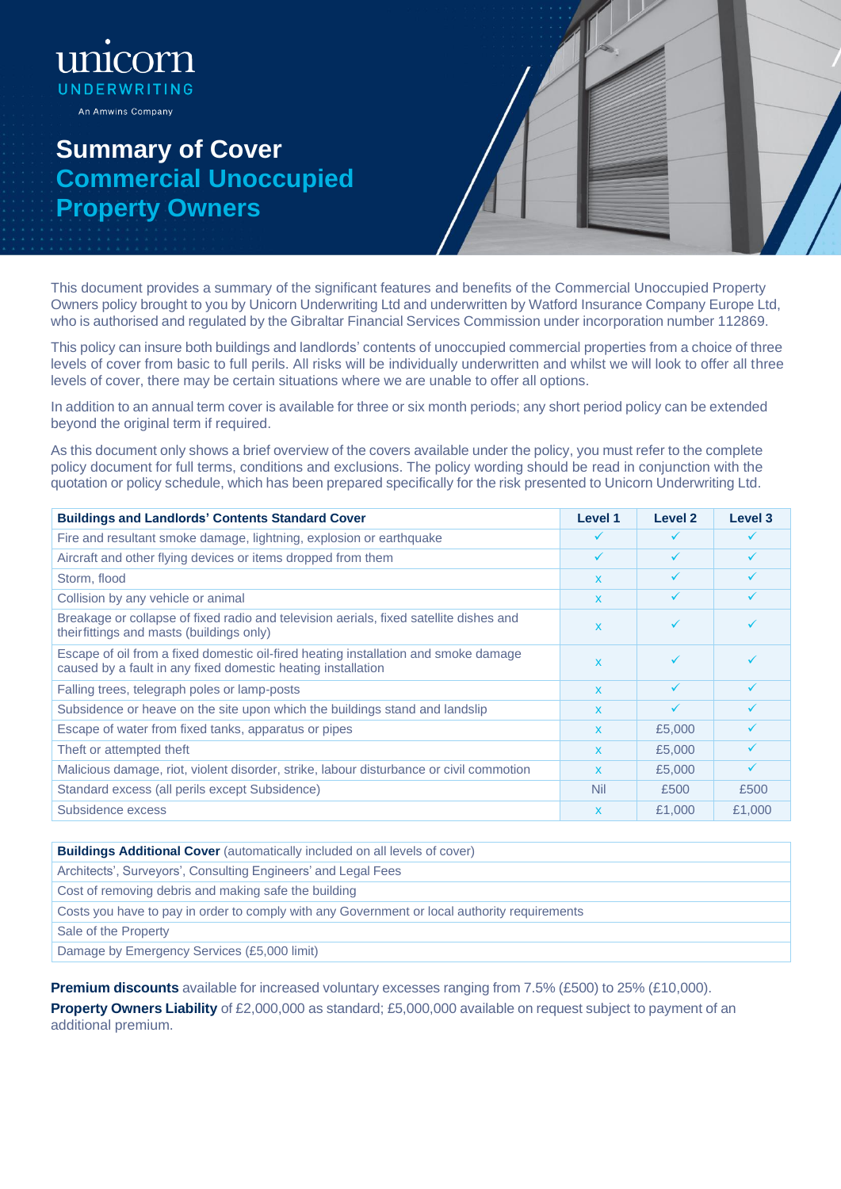unicorn
UNDERWRITING
An Amwins Company

# Summary of Cover
## Commercial Unoccupied Property Owners

This document provides a summary of the significant features and benefits of the Commercial Unoccupied Property Owners policy brought to you by Unicorn Underwriting Ltd and underwritten by Watford Insurance Company Europe Ltd, who is authorised and regulated by the Gibraltar Financial Services Commission under incorporation number 112869.

This policy can insure both buildings and landlords' contents of unoccupied commercial properties from a choice of three levels of cover from basic to full perils. All risks will be individually underwritten and whilst we will look to offer all three levels of cover, there may be certain situations where we are unable to offer all options.

In addition to an annual term cover is available for three or six month periods; any short period policy can be extended beyond the original term if required.

As this document only shows a brief overview of the covers available under the policy, you must refer to the complete policy document for full terms, conditions and exclusions. The policy wording should be read in conjunction with the quotation or policy schedule, which has been prepared specifically for the risk presented to Unicorn Underwriting Ltd.

| Buildings and Landlords' Contents Standard Cover | Level 1 | Level 2 | Level 3 |
|---|---|---|---|
| Fire and resultant smoke damage, lightning, explosion or earthquake | ✓ | ✓ | ✓ |
| Aircraft and other flying devices or items dropped from them | ✓ | ✓ | ✓ |
| Storm, flood | x | ✓ | ✓ |
| Collision by any vehicle or animal | x | ✓ | ✓ |
| Breakage or collapse of fixed radio and television aerials, fixed satellite dishes and their fittings and masts (buildings only) | x | ✓ | ✓ |
| Escape of oil from a fixed domestic oil-fired heating installation and smoke damage caused by a fault in any fixed domestic heating installation | x | ✓ | ✓ |
| Falling trees, telegraph poles or lamp-posts | x | ✓ | ✓ |
| Subsidence or heave on the site upon which the buildings stand and landslip | x | ✓ | ✓ |
| Escape of water from fixed tanks, apparatus or pipes | x | £5,000 | ✓ |
| Theft or attempted theft | x | £5,000 | ✓ |
| Malicious damage, riot, violent disorder, strike, labour disturbance or civil commotion | x | £5,000 | ✓ |
| Standard excess (all perils except Subsidence) | Nil | £500 | £500 |
| Subsidence excess | x | £1,000 | £1,000 |

| **Buildings Additional Cover** (automatically included on all levels of cover) |
|---|
| Architects', Surveyors', Consulting Engineers' and Legal Fees |
| Cost of removing debris and making safe the building |
| Costs you have to pay in order to comply with any Government or local authority requirements |
| Sale of the Property |
| Damage by Emergency Services (£5,000 limit) |

**Premium discounts** available for increased voluntary excesses ranging from 7.5% (£500) to 25% (£10,000).

**Property Owners Liability** of £2,000,000 as standard; £5,000,000 available on request subject to payment of an additional premium.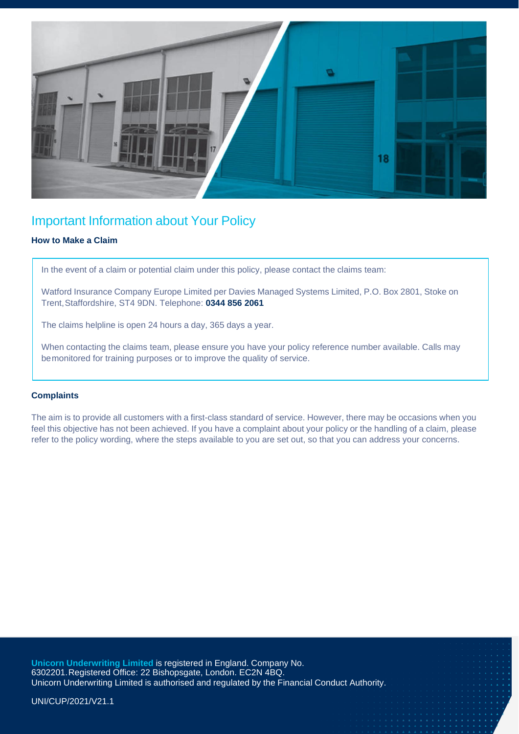# Important Information about Your Policy

### How to Make a Claim

In the event of a claim or potential claim under this policy, please contact the claims team:

Watford Insurance Company Europe Limited per Davies Managed Systems Limited, P.O. Box 2801, Stoke on Trent, Staffordshire, ST4 9DN. Telephone: **0344 856 2061**

The claims helpline is open 24 hours a day, 365 days a year.

When contacting the claims team, please ensure you have your policy reference number available. Calls may be monitored for training purposes or to improve the quality of service.

### Complaints

The aim is to provide all customers with a first-class standard of service. However, there may be occasions when you feel this objective has not been achieved. If you have a complaint about your policy or the handling of a claim, please refer to the policy wording, where the steps available to you are set out, so that you can address your concerns.

**Unicorn Underwriting Limited** is registered in England. Company No. 6302201. Registered Office: 22 Bishopsgate, London. EC2N 4BQ.
Unicorn Underwriting Limited is authorised and regulated by the Financial Conduct Authority.

UNI/CUP/2021/V21.1